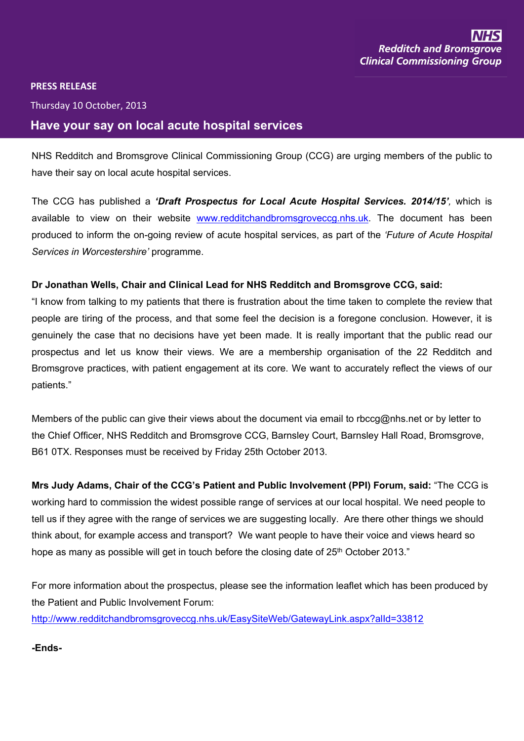**NHS**
**Redditch and Bromsgrove Clinical Commissioning Group**

**PRESS RELEASE**

Thursday 10 October, 2013

# Have your say on local acute hospital services

NHS Redditch and Bromsgrove Clinical Commissioning Group (CCG) are urging members of the public to have their say on local acute hospital services.

The CCG has published a ***'Draft Prospectus for Local Acute Hospital Services. 2014/15'***, which is available to view on their website www.redditchandbromsgroveccg.nhs.uk. The document has been produced to inform the on-going review of acute hospital services, as part of the *'Future of Acute Hospital Services in Worcestershire'* programme.

**Dr Jonathan Wells, Chair and Clinical Lead for NHS Redditch and Bromsgrove CCG, said:**
"I know from talking to my patients that there is frustration about the time taken to complete the review that people are tiring of the process, and that some feel the decision is a foregone conclusion. However, it is genuinely the case that no decisions have yet been made. It is really important that the public read our prospectus and let us know their views. We are a membership organisation of the 22 Redditch and Bromsgrove practices, with patient engagement at its core. We want to accurately reflect the views of our patients."

Members of the public can give their views about the document via email to rbccg@nhs.net or by letter to the Chief Officer, NHS Redditch and Bromsgrove CCG, Barnsley Court, Barnsley Hall Road, Bromsgrove, B61 0TX. Responses must be received by Friday 25th October 2013.

**Mrs Judy Adams, Chair of the CCG's Patient and Public Involvement (PPI) Forum, said:** "The CCG is working hard to commission the widest possible range of services at our local hospital. We need people to tell us if they agree with the range of services we are suggesting locally. Are there other things we should think about, for example access and transport? We want people to have their voice and views heard so hope as many as possible will get in touch before the closing date of 25th October 2013."

For more information about the prospectus, please see the information leaflet which has been produced by the Patient and Public Involvement Forum:
http://www.redditchandbromsgroveccg.nhs.uk/EasySiteWeb/GatewayLink.aspx?alId=33812

**-Ends-**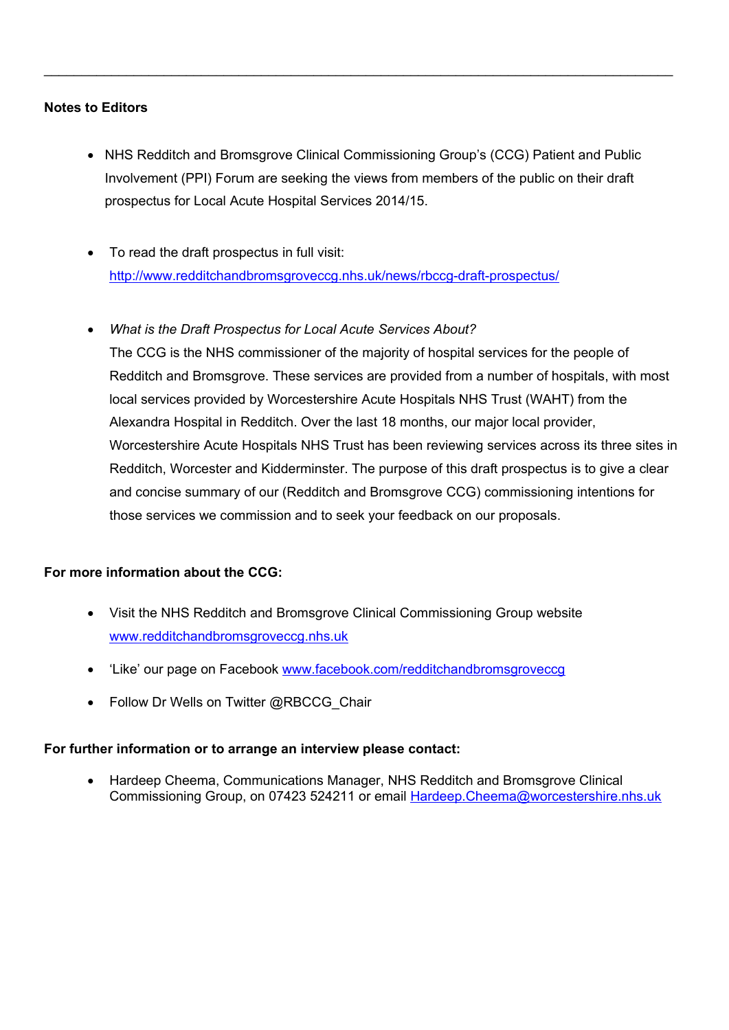---

**Notes to Editors**

- NHS Redditch and Bromsgrove Clinical Commissioning Group's (CCG) Patient and Public Involvement (PPI) Forum are seeking the views from members of the public on their draft prospectus for Local Acute Hospital Services 2014/15.

- To read the draft prospectus in full visit: http://www.redditchandbromsgroveccg.nhs.uk/news/rbccg-draft-prospectus/

- *What is the Draft Prospectus for Local Acute Services About?*
  The CCG is the NHS commissioner of the majority of hospital services for the people of Redditch and Bromsgrove. These services are provided from a number of hospitals, with most local services provided by Worcestershire Acute Hospitals NHS Trust (WAHT) from the Alexandra Hospital in Redditch. Over the last 18 months, our major local provider, Worcestershire Acute Hospitals NHS Trust has been reviewing services across its three sites in Redditch, Worcester and Kidderminster. The purpose of this draft prospectus is to give a clear and concise summary of our (Redditch and Bromsgrove CCG) commissioning intentions for those services we commission and to seek your feedback on our proposals.

**For more information about the CCG:**

- Visit the NHS Redditch and Bromsgrove Clinical Commissioning Group website www.redditchandbromsgroveccg.nhs.uk
- 'Like' our page on Facebook www.facebook.com/redditchandbromsgroveccg
- Follow Dr Wells on Twitter @RBCCG_Chair

**For further information or to arrange an interview please contact:**

- Hardeep Cheema, Communications Manager, NHS Redditch and Bromsgrove Clinical Commissioning Group, on 07423 524211 or email Hardeep.Cheema@worcestershire.nhs.uk